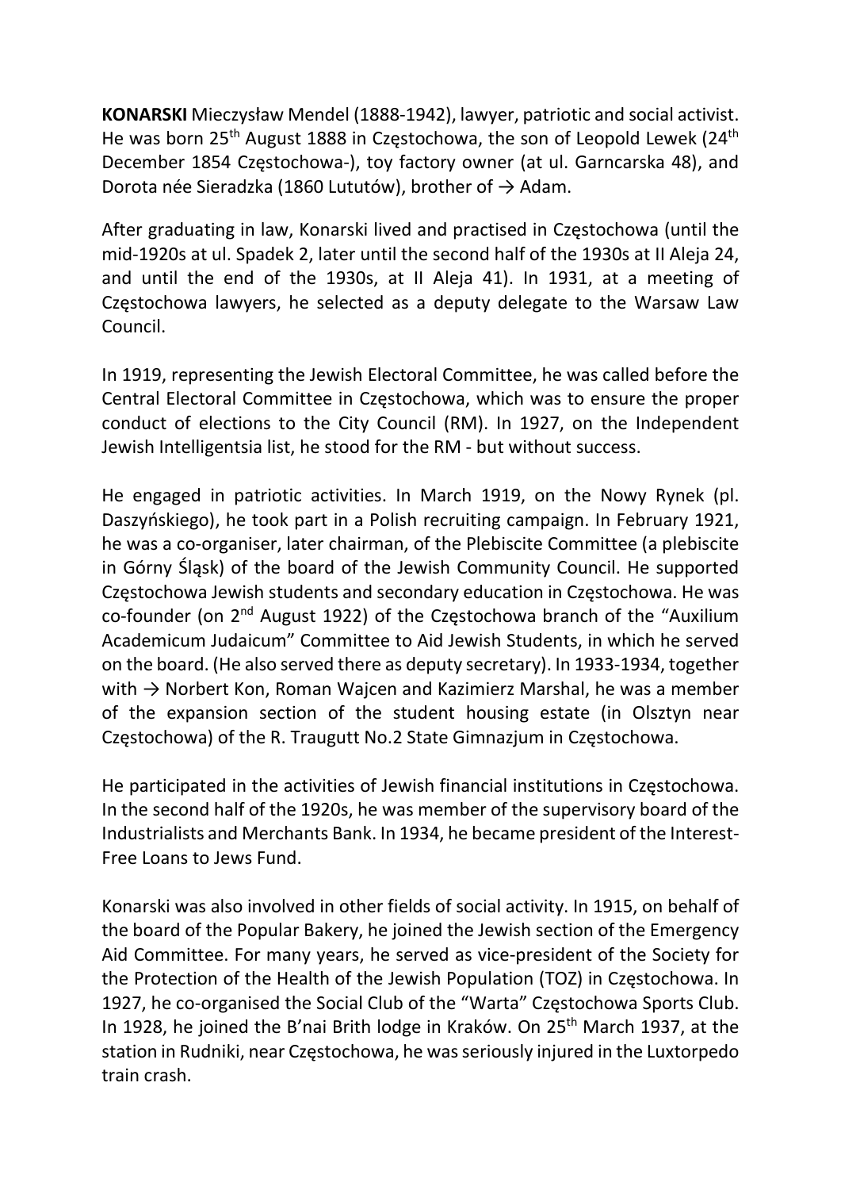**KONARSKI** Mieczysław Mendel (1888-1942), lawyer, patriotic and social activist. He was born 25th August 1888 in Częstochowa, the son of Leopold Lewek (24th December 1854 Częstochowa-), toy factory owner (at ul. Garncarska 48), and Dorota née Sieradzka (1860 Lututów), brother of → Adam.

After graduating in law, Konarski lived and practised in Częstochowa (until the mid-1920s at ul. Spadek 2, later until the second half of the 1930s at II Aleja 24, and until the end of the 1930s, at II Aleja 41). In 1931, at a meeting of Częstochowa lawyers, he selected as a deputy delegate to the Warsaw Law Council.

In 1919, representing the Jewish Electoral Committee, he was called before the Central Electoral Committee in Częstochowa, which was to ensure the proper conduct of elections to the City Council (RM). In 1927, on the Independent Jewish Intelligentsia list, he stood for the RM - but without success.

He engaged in patriotic activities. In March 1919, on the Nowy Rynek (pl. Daszyńskiego), he took part in a Polish recruiting campaign. In February 1921, he was a co-organiser, later chairman, of the Plebiscite Committee (a plebiscite in Górny Śląsk) of the board of the Jewish Community Council. He supported Częstochowa Jewish students and secondary education in Częstochowa. He was co-founder (on 2nd August 1922) of the Częstochowa branch of the "Auxilium Academicum Judaicum" Committee to Aid Jewish Students, in which he served on the board. (He also served there as deputy secretary). In 1933-1934, together with → Norbert Kon, Roman Wajcen and Kazimierz Marshal, he was a member of the expansion section of the student housing estate (in Olsztyn near Częstochowa) of the R. Traugutt No.2 State Gimnazjum in Częstochowa.

He participated in the activities of Jewish financial institutions in Częstochowa. In the second half of the 1920s, he was member of the supervisory board of the Industrialists and Merchants Bank. In 1934, he became president of the Interest-Free Loans to Jews Fund.

Konarski was also involved in other fields of social activity. In 1915, on behalf of the board of the Popular Bakery, he joined the Jewish section of the Emergency Aid Committee. For many years, he served as vice-president of the Society for the Protection of the Health of the Jewish Population (TOZ) in Częstochowa. In 1927, he co-organised the Social Club of the "Warta" Częstochowa Sports Club. In 1928, he joined the B'nai Brith lodge in Kraków. On 25th March 1937, at the station in Rudniki, near Częstochowa, he was seriously injured in the Luxtorpedo train crash.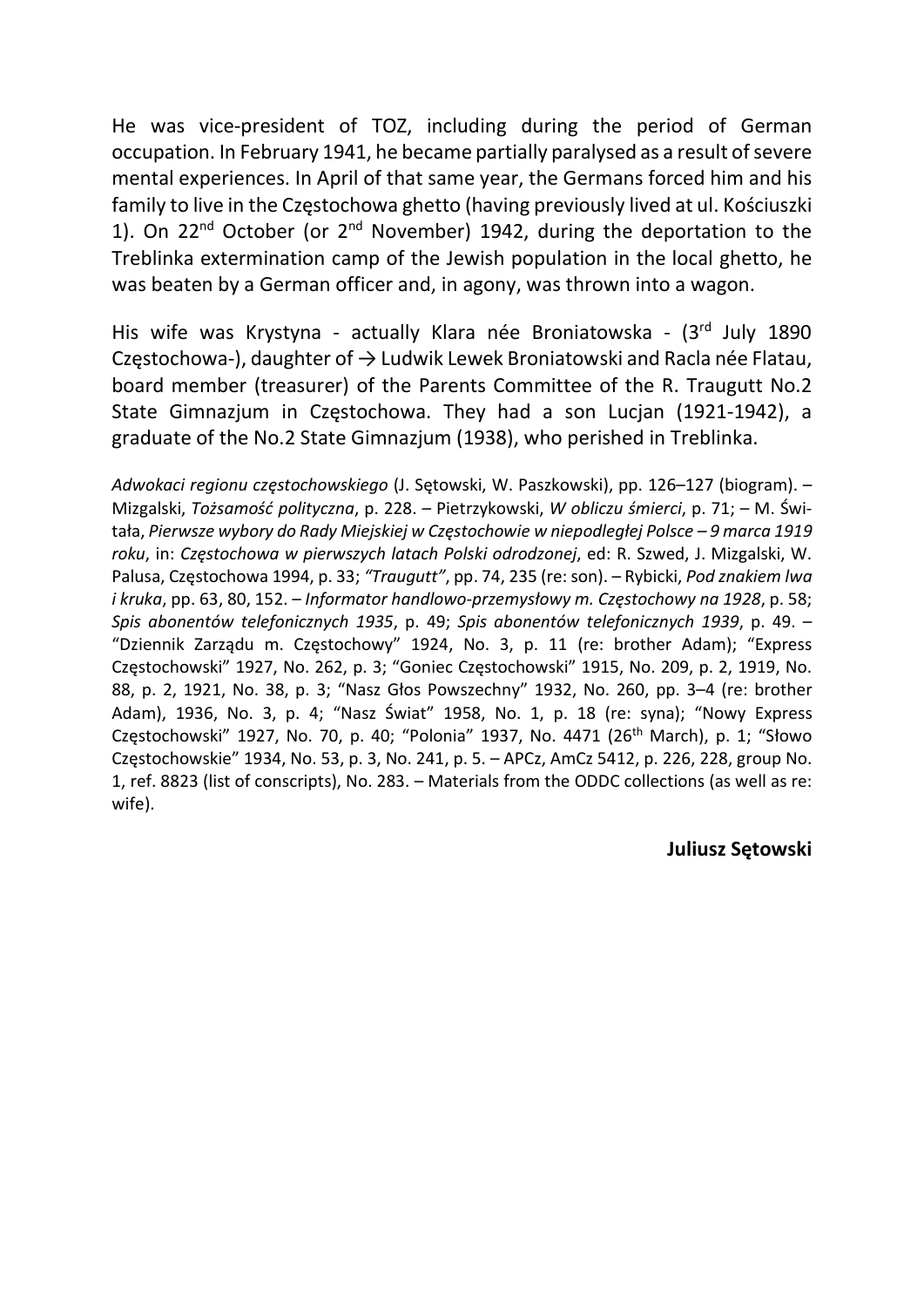He was vice-president of TOZ, including during the period of German occupation. In February 1941, he became partially paralysed as a result of severe mental experiences. In April of that same year, the Germans forced him and his family to live in the Częstochowa ghetto (having previously lived at ul. Kościuszki 1). On 22nd October (or 2nd November) 1942, during the deportation to the Treblinka extermination camp of the Jewish population in the local ghetto, he was beaten by a German officer and, in agony, was thrown into a wagon.

His wife was Krystyna - actually Klara née Broniatowska - (3rd July 1890 Częstochowa-), daughter of → Ludwik Lewek Broniatowski and Racla née Flatau, board member (treasurer) of the Parents Committee of the R. Traugutt No.2 State Gimnazjum in Częstochowa. They had a son Lucjan (1921-1942), a graduate of the No.2 State Gimnazjum (1938), who perished in Treblinka.

*Adwokaci regionu częstochowskiego* (J. Sętowski, W. Paszkowski), pp. 126–127 (biogram). – Mizgalski, *Tożsamość polityczna*, p. 228. – Pietrzykowski, *W obliczu śmierci*, p. 71; – M. Świtała, *Pierwsze wybory do Rady Miejskiej w Częstochowie w niepodległej Polsce – 9 marca 1919 roku*, in: *Częstochowa w pierwszych latach Polski odrodzonej*, ed: R. Szwed, J. Mizgalski, W. Palusa, Częstochowa 1994, p. 33; *"Traugutt"*, pp. 74, 235 (re: son). – Rybicki, *Pod znakiem lwa i kruka*, pp. 63, 80, 152. – *Informator handlowo-przemysłowy m. Częstochowy na 1928*, p. 58; *Spis abonentów telefonicznych 1935*, p. 49; *Spis abonentów telefonicznych 1939*, p. 49. – "Dziennik Zarządu m. Częstochowy" 1924, No. 3, p. 11 (re: brother Adam); "Express Częstochowski" 1927, No. 262, p. 3; "Goniec Częstochowski" 1915, No. 209, p. 2, 1919, No. 88, p. 2, 1921, No. 38, p. 3; "Nasz Głos Powszechny" 1932, No. 260, pp. 3–4 (re: brother Adam), 1936, No. 3, p. 4; "Nasz Świat" 1958, No. 1, p. 18 (re: syna); "Nowy Express Częstochowski" 1927, No. 70, p. 40; "Polonia" 1937, No. 4471 (26th March), p. 1; "Słowo Częstochowskie" 1934, No. 53, p. 3, No. 241, p. 5. – APCz, AmCz 5412, p. 226, 228, group No. 1, ref. 8823 (list of conscripts), No. 283. – Materials from the ODDC collections (as well as re: wife).

**Juliusz Sętowski**